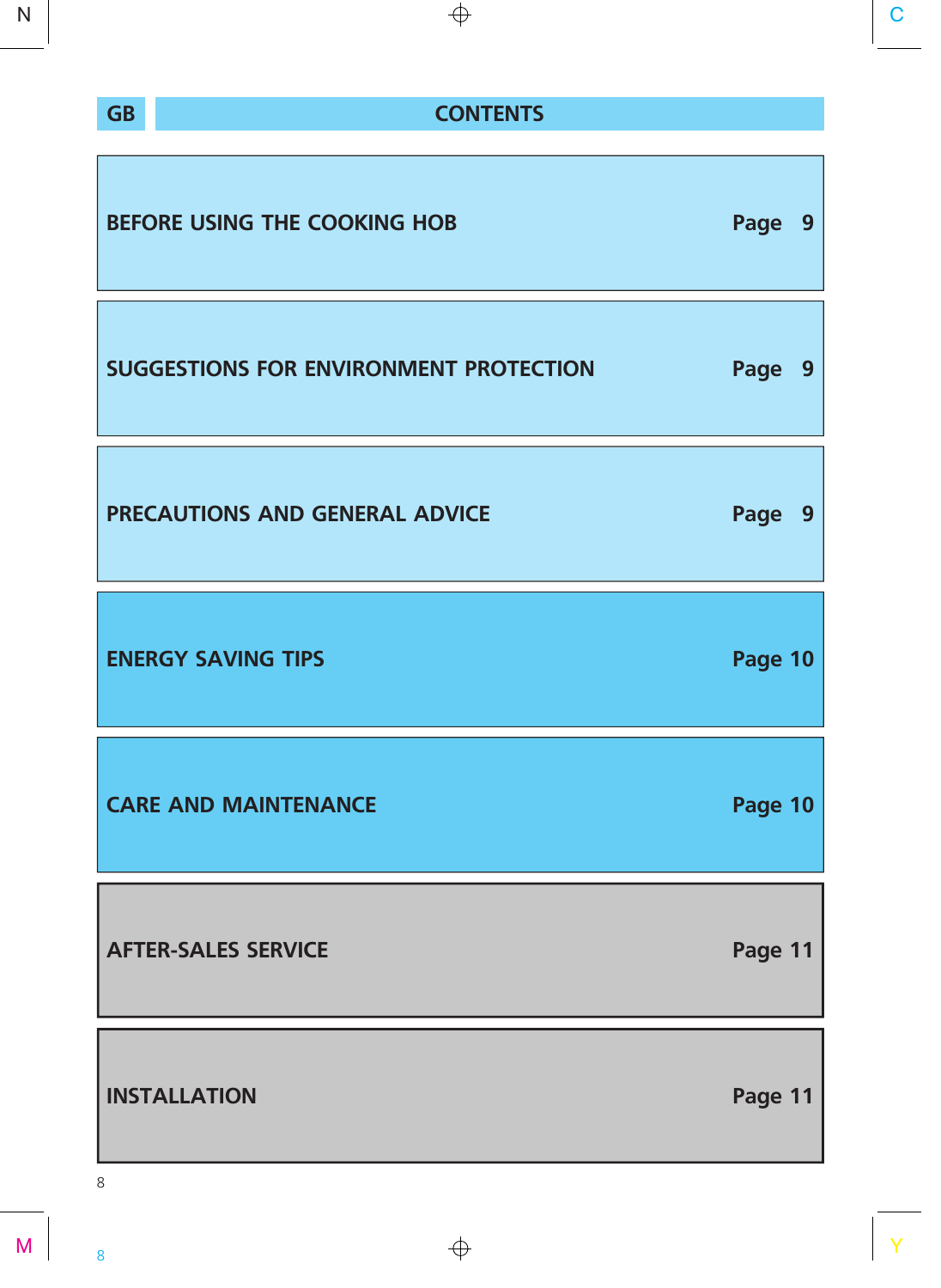## GB CONTENTS

| | |
|---|---|
| BEFORE USING THE COOKING HOB | Page 9 |
| SUGGESTIONS FOR ENVIRONMENT PROTECTION | Page 9 |
| PRECAUTIONS AND GENERAL ADVICE | Page 9 |
| ENERGY SAVING TIPS | Page 10 |
| CARE AND MAINTENANCE | Page 10 |
| AFTER-SALES SERVICE | Page 11 |
| INSTALLATION | Page 11 |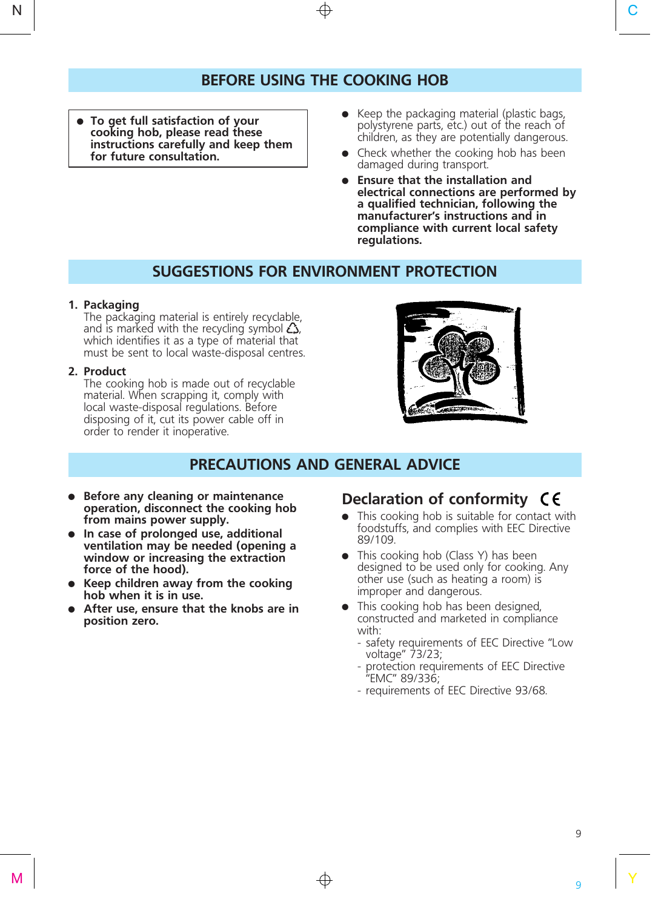## BEFORE USING THE COOKING HOB

- **To get full satisfaction of your cooking hob, please read these instructions carefully and keep them for future consultation.**

- Keep the packaging material (plastic bags, polystyrene parts, etc.) out of the reach of children, as they are potentially dangerous.
- Check whether the cooking hob has been damaged during transport.
- **Ensure that the installation and electrical connections are performed by a qualified technician, following the manufacturer's instructions and in compliance with current local safety regulations.**

## SUGGESTIONS FOR ENVIRONMENT PROTECTION

1. **Packaging**
   The packaging material is entirely recyclable, and is marked with the recycling symbol ♲, which identifies it as a type of material that must be sent to local waste-disposal centres.
2. **Product**
   The cooking hob is made out of recyclable material. When scrapping it, comply with local waste-disposal regulations. Before disposing of it, cut its power cable off in order to render it inoperative.

## PRECAUTIONS AND GENERAL ADVICE

- **Before any cleaning or maintenance operation, disconnect the cooking hob from mains power supply.**
- **In case of prolonged use, additional ventilation may be needed (opening a window or increasing the extraction force of the hood).**
- **Keep children away from the cooking hob when it is in use.**
- **After use, ensure that the knobs are in position zero.**

### Declaration of conformity CE

- This cooking hob is suitable for contact with foodstuffs, and complies with EEC Directive 89/109.
- This cooking hob (Class Y) has been designed to be used only for cooking. Any other use (such as heating a room) is improper and dangerous.
- This cooking hob has been designed, constructed and marketed in compliance with:
  - safety requirements of EEC Directive "Low voltage" 73/23;
  - protection requirements of EEC Directive "EMC" 89/336;
  - requirements of EEC Directive 93/68.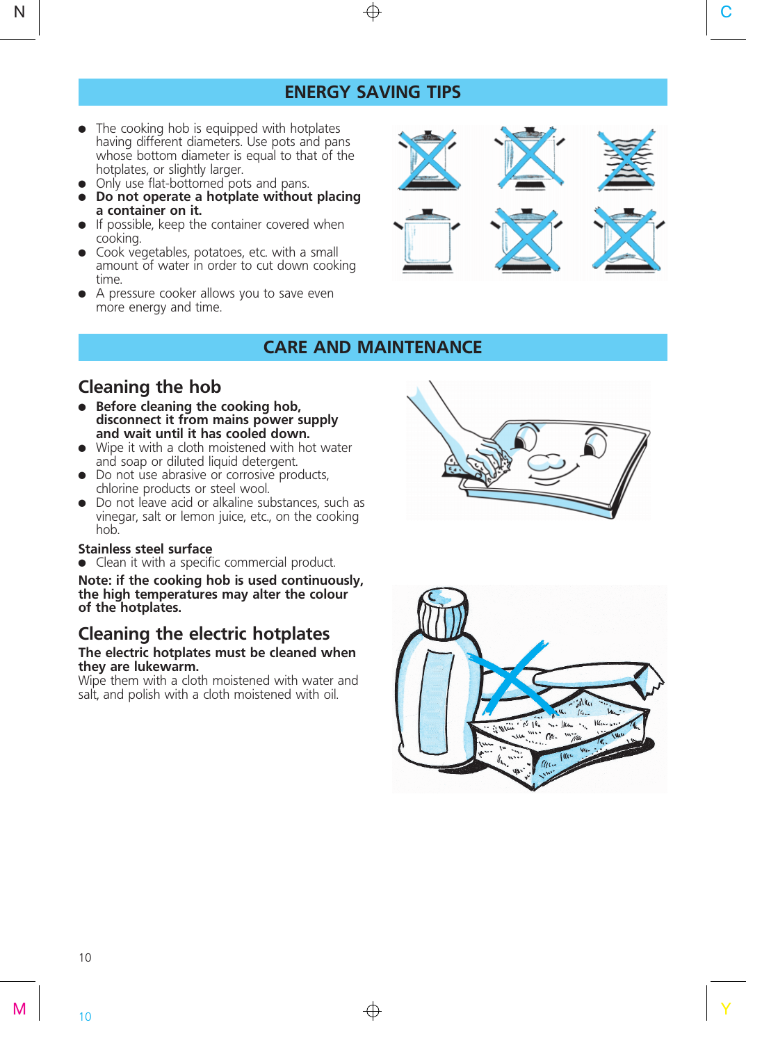# ENERGY SAVING TIPS

- The cooking hob is equipped with hotplates having different diameters. Use pots and pans whose bottom diameter is equal to that of the hotplates, or slightly larger.
- Only use flat-bottomed pots and pans.
- **Do not operate a hotplate without placing a container on it.**
- If possible, keep the container covered when cooking.
- Cook vegetables, potatoes, etc. with a small amount of water in order to cut down cooking time.
- A pressure cooker allows you to save even more energy and time.

# CARE AND MAINTENANCE

## Cleaning the hob

- **Before cleaning the cooking hob, disconnect it from mains power supply and wait until it has cooled down.**
- Wipe it with a cloth moistened with hot water and soap or diluted liquid detergent.
- Do not use abrasive or corrosive products, chlorine products or steel wool.
- Do not leave acid or alkaline substances, such as vinegar, salt or lemon juice, etc., on the cooking hob.

**Stainless steel surface**

- Clean it with a specific commercial product.

**Note: if the cooking hob is used continuously, the high temperatures may alter the colour of the hotplates.**

## Cleaning the electric hotplates

**The electric hotplates must be cleaned when they are lukewarm.**

Wipe them with a cloth moistened with water and salt, and polish with a cloth moistened with oil.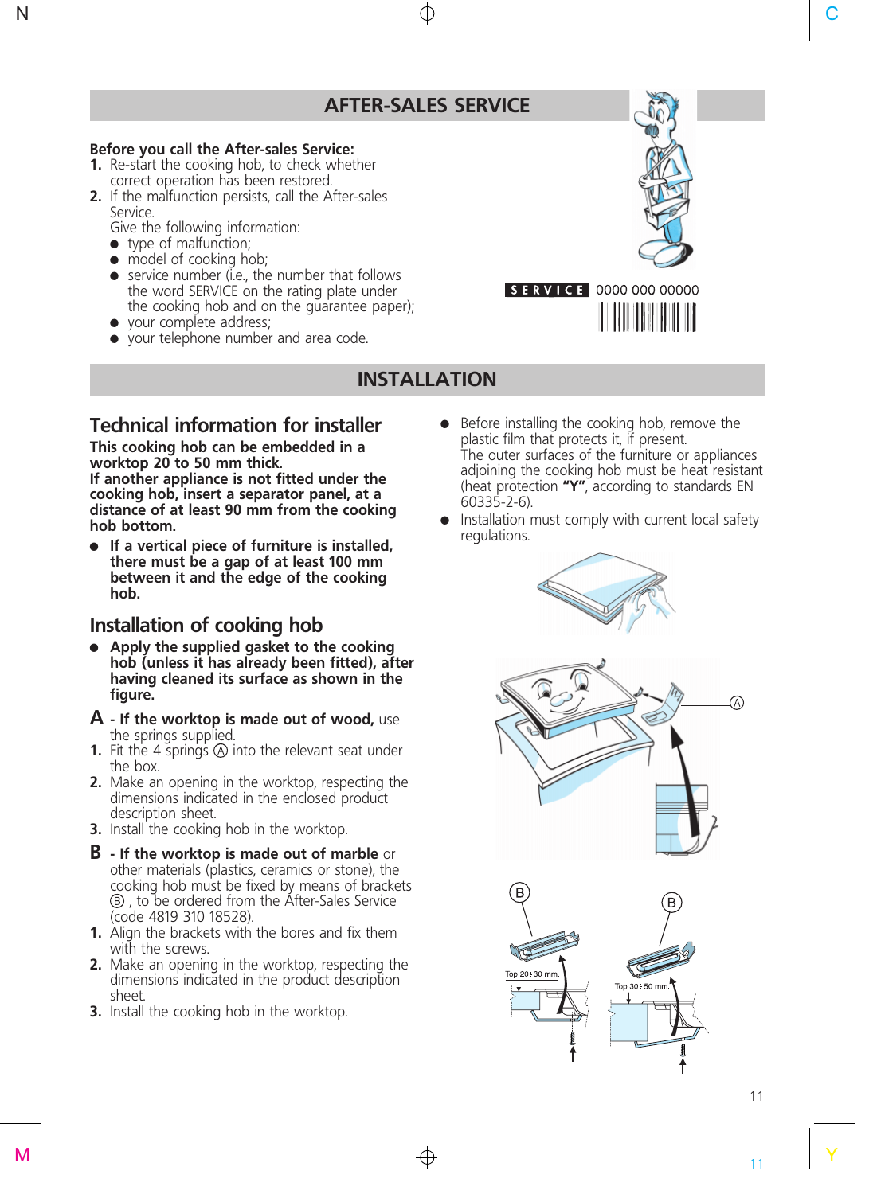## AFTER-SALES SERVICE

**Before you call the After-sales Service:**

1. Re-start the cooking hob, to check whether correct operation has been restored.
2. If the malfunction persists, call the After-sales Service.
   Give the following information:
   - type of malfunction;
   - model of cooking hob;
   - service number (i.e., the number that follows the word SERVICE on the rating plate under the cooking hob and on the guarantee paper);
   - your complete address;
   - your telephone number and area code.

SERVICE 0000 000 00000

## INSTALLATION

### Technical information for installer

**This cooking hob can be embedded in a worktop 20 to 50 mm thick.**
**If another appliance is not fitted under the cooking hob, insert a separator panel, at a distance of at least 90 mm from the cooking hob bottom.**

- **If a vertical piece of furniture is installed, there must be a gap of at least 100 mm between it and the edge of the cooking hob.**

### Installation of cooking hob

- **Apply the supplied gasket to the cooking hob (unless it has already been fitted), after having cleaned its surface as shown in the figure.**

**A - If the worktop is made out of wood,** use the springs supplied.

1. Fit the 4 springs Ⓐ into the relevant seat under the box.
2. Make an opening in the worktop, respecting the dimensions indicated in the enclosed product description sheet.
3. Install the cooking hob in the worktop.

**B - If the worktop is made out of marble** or other materials (plastics, ceramics or stone), the cooking hob must be fixed by means of brackets Ⓑ , to be ordered from the After-Sales Service (code 4819 310 18528).

1. Align the brackets with the bores and fix them with the screws.
2. Make an opening in the worktop, respecting the dimensions indicated in the product description sheet.
3. Install the cooking hob in the worktop.

- Before installing the cooking hob, remove the plastic film that protects it, if present.
  The outer surfaces of the furniture or appliances adjoining the cooking hob must be heat resistant (heat protection **"Y"**, according to standards EN 60335-2-6).
- Installation must comply with current local safety regulations.

Ⓐ

Ⓑ Top 20 ÷ 30 mm.

Ⓑ Top 30 ÷ 50 mm.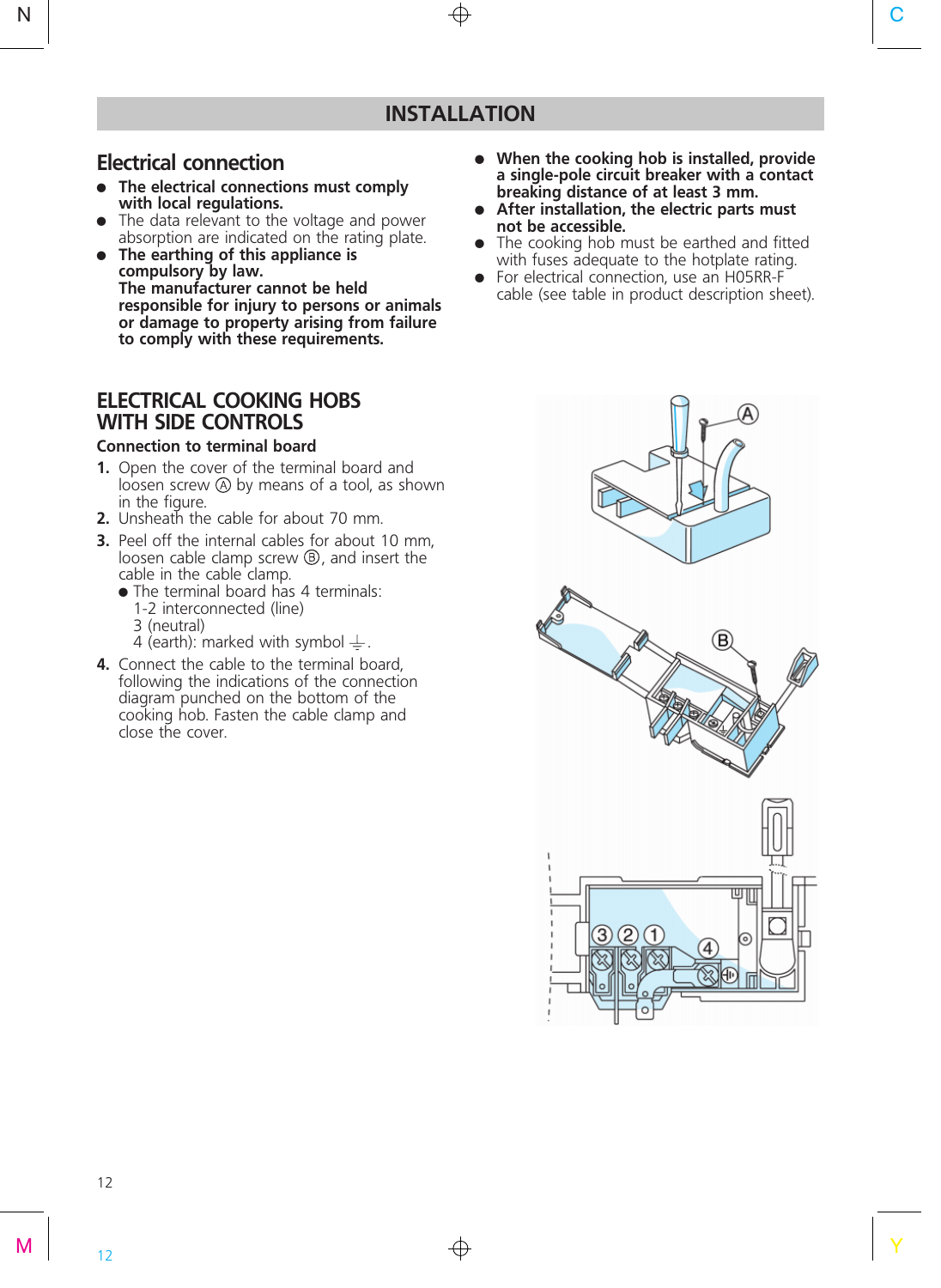# INSTALLATION

## Electrical connection

- **The electrical connections must comply with local regulations.**
- The data relevant to the voltage and power absorption are indicated on the rating plate.
- **The earthing of this appliance is compulsory by law.**
  **The manufacturer cannot be held responsible for injury to persons or animals or damage to property arising from failure to comply with these requirements.**
- **When the cooking hob is installed, provide a single-pole circuit breaker with a contact breaking distance of at least 3 mm.**
- **After installation, the electric parts must not be accessible.**
- The cooking hob must be earthed and fitted with fuses adequate to the hotplate rating.
- For electrical connection, use an H05RR-F cable (see table in product description sheet).

## ELECTRICAL COOKING HOBS WITH SIDE CONTROLS

**Connection to terminal board**

1. Open the cover of the terminal board and loosen screw Ⓐ by means of a tool, as shown in the figure.
2. Unsheath the cable for about 70 mm.
3. Peel off the internal cables for about 10 mm, loosen cable clamp screw Ⓑ, and insert the cable in the cable clamp.
   - The terminal board has 4 terminals:
     1-2 interconnected (line)
     3 (neutral)
     4 (earth): marked with symbol ⏚.
4. Connect the cable to the terminal board, following the indications of the connection diagram punched on the bottom of the cooking hob. Fasten the cable clamp and close the cover.

A

B

3 2 1 4